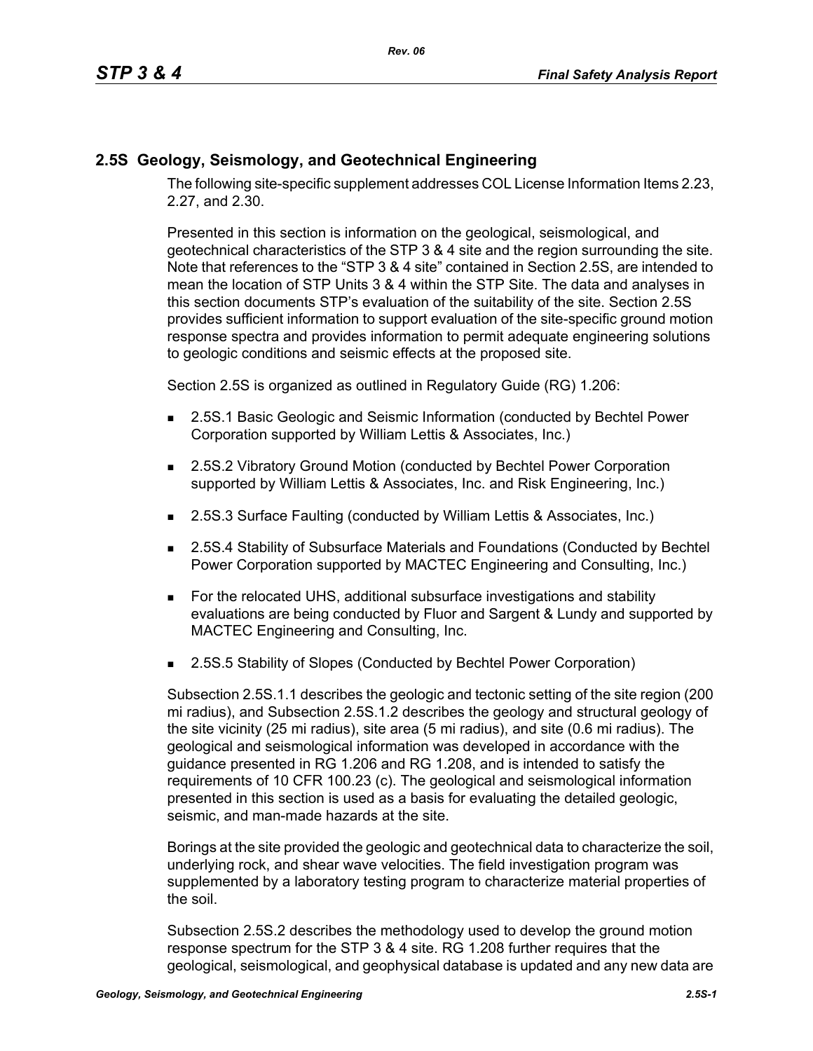## 2.5S Geology, Seismology, and Geotechnical Engineering

The following site-specific supplement addresses COL License Information Items 2.23, 2.27, and 2.30.

Presented in this section is information on the geological, seismological, and geotechnical characteristics of the STP 3 & 4 site and the region surrounding the site. Note that references to the "STP 3 & 4 site" contained in Section 2.5S, are intended to mean the location of STP Units 3 & 4 within the STP Site. The data and analyses in this section documents STP's evaluation of the suitability of the site. Section 2.5S provides sufficient information to support evaluation of the site-specific ground motion response spectra and provides information to permit adequate engineering solutions to geologic conditions and seismic effects at the proposed site.

Section 2.5S is organized as outlined in Regulatory Guide (RG) 1.206:

- 2.5S.1 Basic Geologic and Seismic Information (conducted by Bechtel Power Corporation supported by William Lettis & Associates, Inc.)
- 2.5S.2 Vibratory Ground Motion (conducted by Bechtel Power Corporation supported by William Lettis & Associates, Inc. and Risk Engineering, Inc.)
- 2.5S.3 Surface Faulting (conducted by William Lettis & Associates, Inc.)
- 2.5S.4 Stability of Subsurface Materials and Foundations (Conducted by Bechtel Power Corporation supported by MACTEC Engineering and Consulting, Inc.)
- For the relocated UHS, additional subsurface investigations and stability evaluations are being conducted by Fluor and Sargent & Lundy and supported by MACTEC Engineering and Consulting, Inc.
- 2.5S.5 Stability of Slopes (Conducted by Bechtel Power Corporation)

Subsection 2.5S.1.1 describes the geologic and tectonic setting of the site region (200 mi radius), and Subsection 2.5S.1.2 describes the geology and structural geology of the site vicinity (25 mi radius), site area (5 mi radius), and site (0.6 mi radius). The geological and seismological information was developed in accordance with the guidance presented in RG 1.206 and RG 1.208, and is intended to satisfy the requirements of 10 CFR 100.23 (c). The geological and seismological information presented in this section is used as a basis for evaluating the detailed geologic, seismic, and man-made hazards at the site.

Borings at the site provided the geologic and geotechnical data to characterize the soil, underlying rock, and shear wave velocities. The field investigation program was supplemented by a laboratory testing program to characterize material properties of the soil.

Subsection 2.5S.2 describes the methodology used to develop the ground motion response spectrum for the STP 3 & 4 site. RG 1.208 further requires that the geological, seismological, and geophysical database is updated and any new data are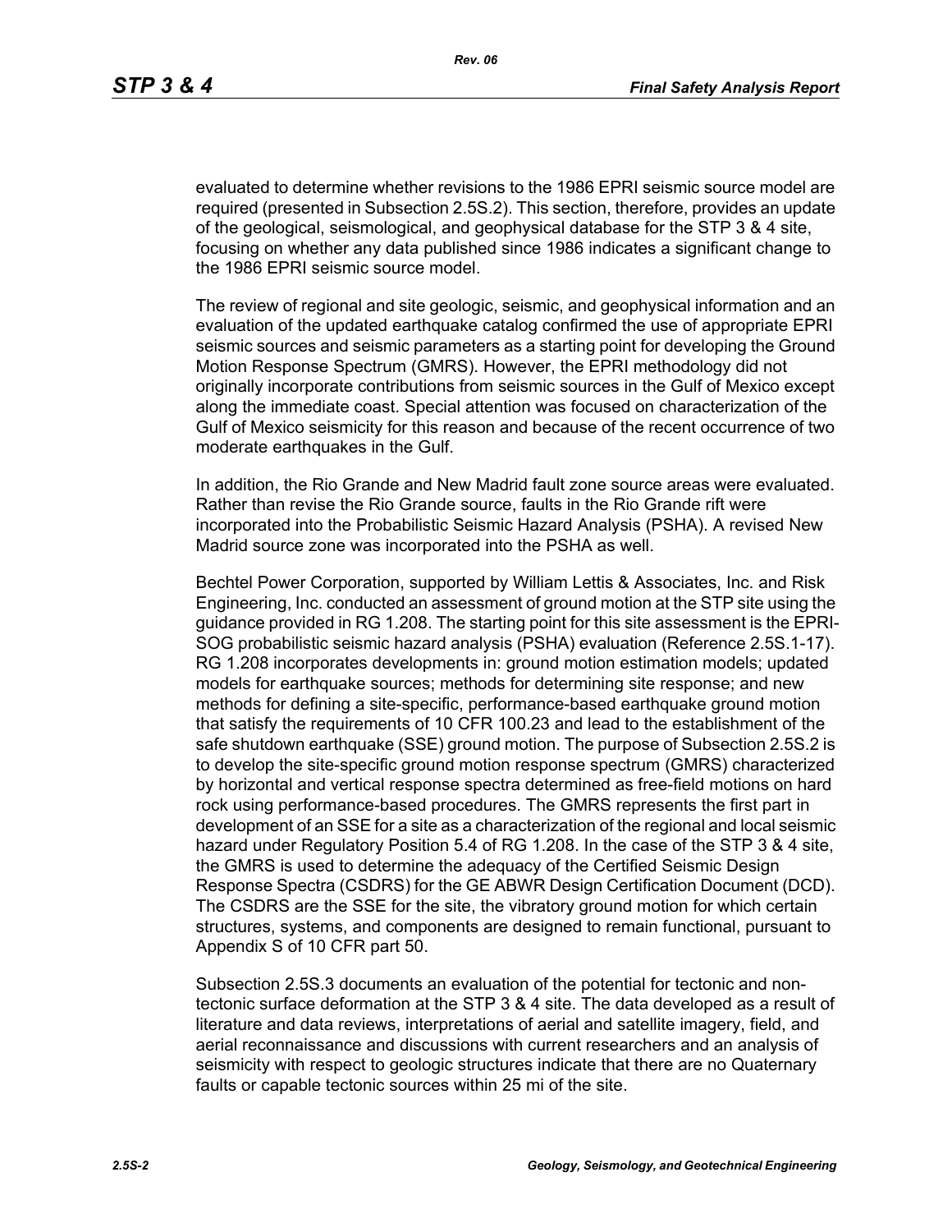evaluated to determine whether revisions to the 1986 EPRI seismic source model are required (presented in Subsection 2.5S.2). This section, therefore, provides an update of the geological, seismological, and geophysical database for the STP 3 & 4 site, focusing on whether any data published since 1986 indicates a significant change to the 1986 EPRI seismic source model.

The review of regional and site geologic, seismic, and geophysical information and an evaluation of the updated earthquake catalog confirmed the use of appropriate EPRI seismic sources and seismic parameters as a starting point for developing the Ground Motion Response Spectrum (GMRS). However, the EPRI methodology did not originally incorporate contributions from seismic sources in the Gulf of Mexico except along the immediate coast. Special attention was focused on characterization of the Gulf of Mexico seismicity for this reason and because of the recent occurrence of two moderate earthquakes in the Gulf.

In addition, the Rio Grande and New Madrid fault zone source areas were evaluated. Rather than revise the Rio Grande source, faults in the Rio Grande rift were incorporated into the Probabilistic Seismic Hazard Analysis (PSHA). A revised New Madrid source zone was incorporated into the PSHA as well.

Bechtel Power Corporation, supported by William Lettis & Associates, Inc. and Risk Engineering, Inc. conducted an assessment of ground motion at the STP site using the guidance provided in RG 1.208. The starting point for this site assessment is the EPRI-SOG probabilistic seismic hazard analysis (PSHA) evaluation (Reference 2.5S.1-17). RG 1.208 incorporates developments in: ground motion estimation models; updated models for earthquake sources; methods for determining site response; and new methods for defining a site-specific, performance-based earthquake ground motion that satisfy the requirements of 10 CFR 100.23 and lead to the establishment of the safe shutdown earthquake (SSE) ground motion. The purpose of Subsection 2.5S.2 is to develop the site-specific ground motion response spectrum (GMRS) characterized by horizontal and vertical response spectra determined as free-field motions on hard rock using performance-based procedures. The GMRS represents the first part in development of an SSE for a site as a characterization of the regional and local seismic hazard under Regulatory Position 5.4 of RG 1.208. In the case of the STP 3 & 4 site, the GMRS is used to determine the adequacy of the Certified Seismic Design Response Spectra (CSDRS) for the GE ABWR Design Certification Document (DCD). The CSDRS are the SSE for the site, the vibratory ground motion for which certain structures, systems, and components are designed to remain functional, pursuant to Appendix S of 10 CFR part 50.

Subsection 2.5S.3 documents an evaluation of the potential for tectonic and non-tectonic surface deformation at the STP 3 & 4 site. The data developed as a result of literature and data reviews, interpretations of aerial and satellite imagery, field, and aerial reconnaissance and discussions with current researchers and an analysis of seismicity with respect to geologic structures indicate that there are no Quaternary faults or capable tectonic sources within 25 mi of the site.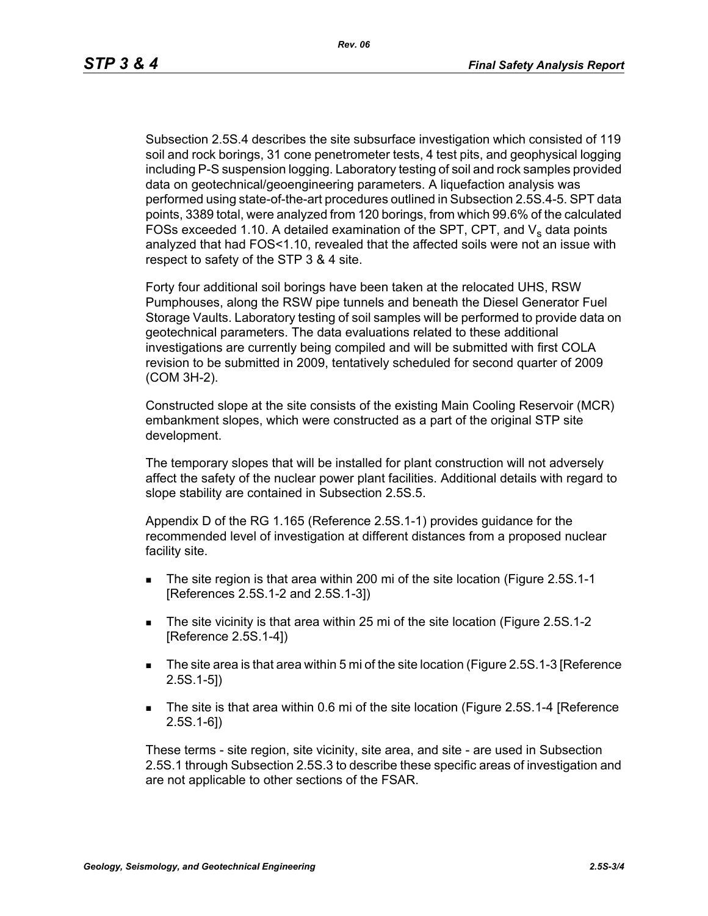Subsection 2.5S.4 describes the site subsurface investigation which consisted of 119 soil and rock borings, 31 cone penetrometer tests, 4 test pits, and geophysical logging including P-S suspension logging. Laboratory testing of soil and rock samples provided data on geotechnical/geoengineering parameters. A liquefaction analysis was performed using state-of-the-art procedures outlined in Subsection 2.5S.4-5. SPT data points, 3389 total, were analyzed from 120 borings, from which 99.6% of the calculated FOSs exceeded 1.10. A detailed examination of the SPT, CPT, and $V_s$ data points analyzed that had FOS<1.10, revealed that the affected soils were not an issue with respect to safety of the STP 3 & 4 site.

Forty four additional soil borings have been taken at the relocated UHS, RSW Pumphouses, along the RSW pipe tunnels and beneath the Diesel Generator Fuel Storage Vaults. Laboratory testing of soil samples will be performed to provide data on geotechnical parameters. The data evaluations related to these additional investigations are currently being compiled and will be submitted with first COLA revision to be submitted in 2009, tentatively scheduled for second quarter of 2009 (COM 3H-2).

Constructed slope at the site consists of the existing Main Cooling Reservoir (MCR) embankment slopes, which were constructed as a part of the original STP site development.

The temporary slopes that will be installed for plant construction will not adversely affect the safety of the nuclear power plant facilities. Additional details with regard to slope stability are contained in Subsection 2.5S.5.

Appendix D of the RG 1.165 (Reference 2.5S.1-1) provides guidance for the recommended level of investigation at different distances from a proposed nuclear facility site.

- The site region is that area within 200 mi of the site location (Figure 2.5S.1-1 [References 2.5S.1-2 and 2.5S.1-3])
- The site vicinity is that area within 25 mi of the site location (Figure 2.5S.1-2 [Reference 2.5S.1-4])
- The site area is that area within 5 mi of the site location (Figure 2.5S.1-3 [Reference 2.5S.1-5])
- The site is that area within 0.6 mi of the site location (Figure 2.5S.1-4 [Reference 2.5S.1-6])

These terms - site region, site vicinity, site area, and site - are used in Subsection 2.5S.1 through Subsection 2.5S.3 to describe these specific areas of investigation and are not applicable to other sections of the FSAR.